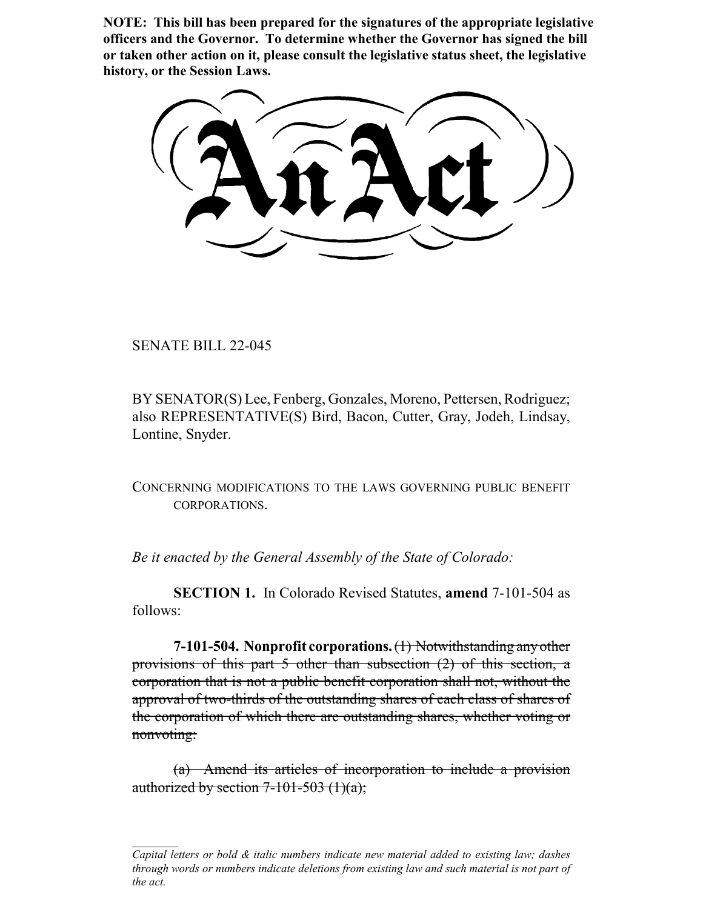**NOTE: This bill has been prepared for the signatures of the appropriate legislative officers and the Governor. To determine whether the Governor has signed the bill or taken other action on it, please consult the legislative status sheet, the legislative history, or the Session Laws.**

# An Act

SENATE BILL 22-045

BY SENATOR(S) Lee, Fenberg, Gonzales, Moreno, Pettersen, Rodriguez; also REPRESENTATIVE(S) Bird, Bacon, Cutter, Gray, Jodeh, Lindsay, Lontine, Snyder.

CONCERNING MODIFICATIONS TO THE LAWS GOVERNING PUBLIC BENEFIT CORPORATIONS.

*Be it enacted by the General Assembly of the State of Colorado:*

**SECTION 1.** In Colorado Revised Statutes, **amend** 7-101-504 as follows:

**7-101-504. Nonprofit corporations.** ~~(1) Notwithstanding any other provisions of this part 5 other than subsection (2) of this section, a corporation that is not a public benefit corporation shall not, without the approval of two-thirds of the outstanding shares of each class of shares of the corporation of which there are outstanding shares, whether voting or nonvoting:~~

~~(a) Amend its articles of incorporation to include a provision authorized by section 7-101-503 (1)(a);~~

*Capital letters or bold & italic numbers indicate new material added to existing law; dashes through words or numbers indicate deletions from existing law and such material is not part of the act.*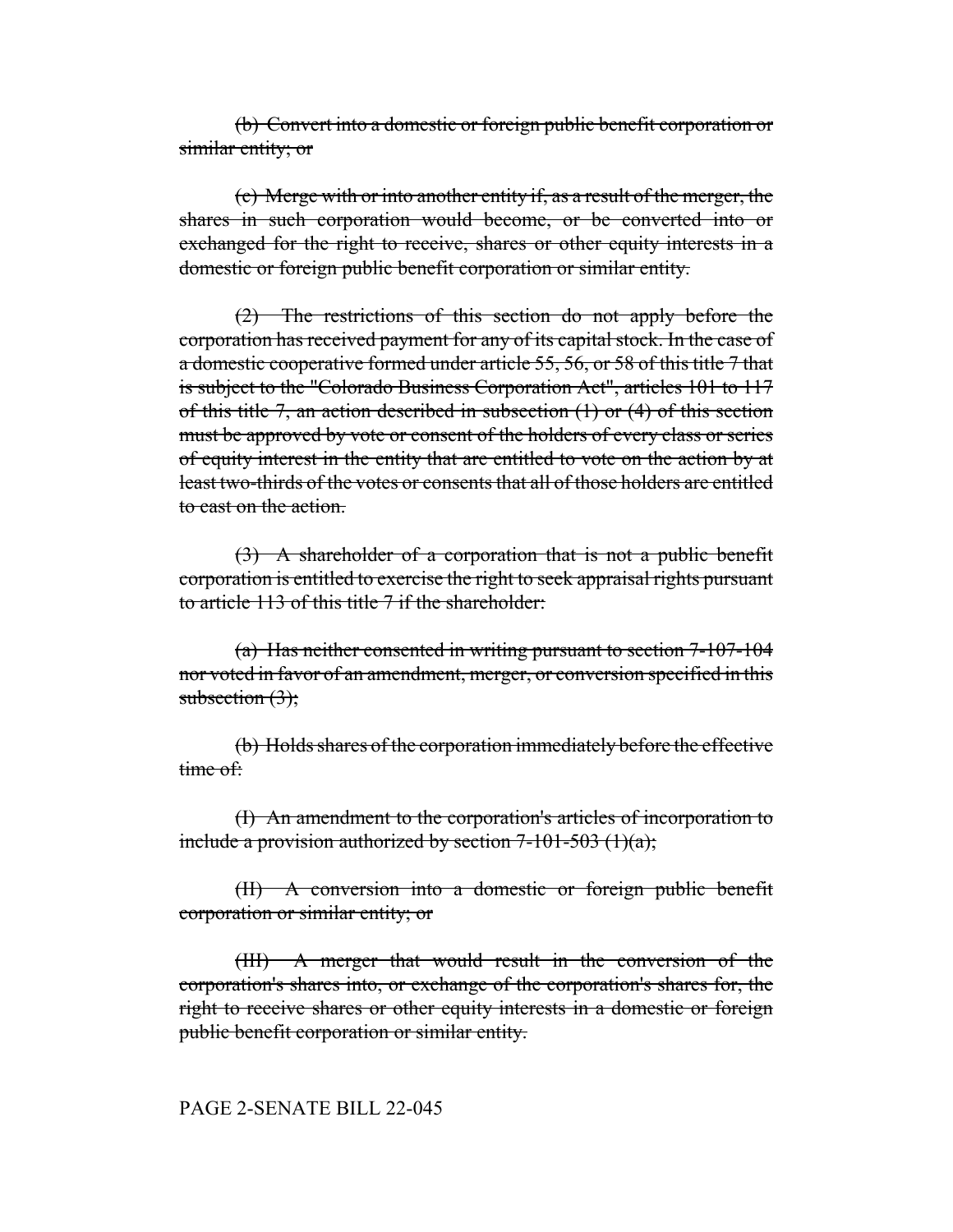~~(b) Convert into a domestic or foreign public benefit corporation or similar entity; or~~

~~(c) Merge with or into another entity if, as a result of the merger, the shares in such corporation would become, or be converted into or exchanged for the right to receive, shares or other equity interests in a domestic or foreign public benefit corporation or similar entity.~~

~~(2) The restrictions of this section do not apply before the corporation has received payment for any of its capital stock. In the case of a domestic cooperative formed under article 55, 56, or 58 of this title 7 that is subject to the "Colorado Business Corporation Act", articles 101 to 117 of this title 7, an action described in subsection (1) or (4) of this section must be approved by vote or consent of the holders of every class or series of equity interest in the entity that are entitled to vote on the action by at least two-thirds of the votes or consents that all of those holders are entitled to cast on the action.~~

~~(3) A shareholder of a corporation that is not a public benefit corporation is entitled to exercise the right to seek appraisal rights pursuant to article 113 of this title 7 if the shareholder:~~

~~(a) Has neither consented in writing pursuant to section 7-107-104 nor voted in favor of an amendment, merger, or conversion specified in this subsection (3);~~

~~(b) Holds shares of the corporation immediately before the effective time of:~~

~~(I) An amendment to the corporation's articles of incorporation to include a provision authorized by section 7-101-503 (1)(a);~~

~~(II) A conversion into a domestic or foreign public benefit corporation or similar entity; or~~

~~(III) A merger that would result in the conversion of the corporation's shares into, or exchange of the corporation's shares for, the right to receive shares or other equity interests in a domestic or foreign public benefit corporation or similar entity.~~

PAGE 2-SENATE BILL 22-045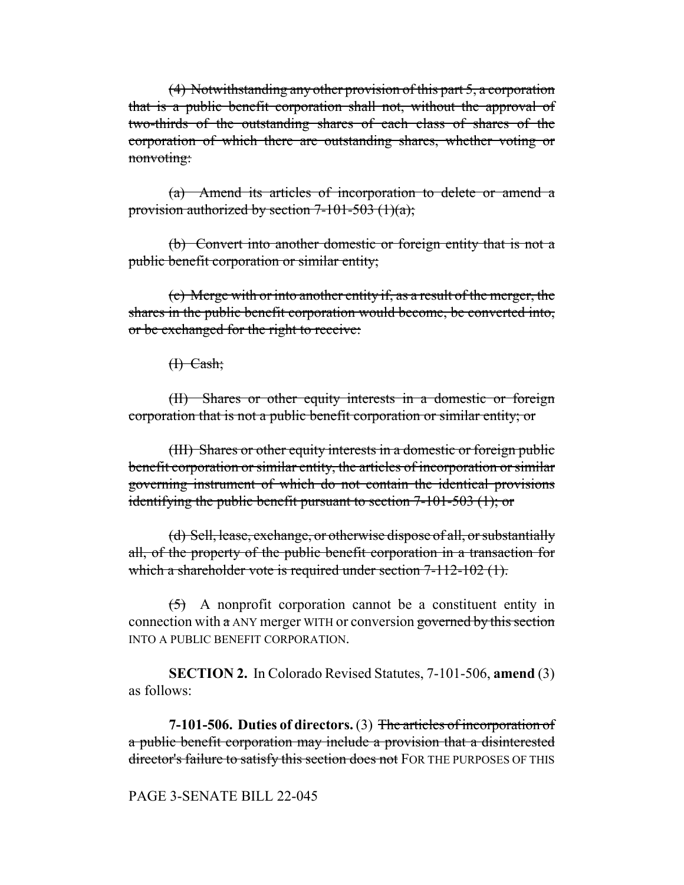~~(4) Notwithstanding any other provision of this part 5, a corporation that is a public benefit corporation shall not, without the approval of two-thirds of the outstanding shares of each class of shares of the corporation of which there are outstanding shares, whether voting or nonvoting:~~

~~(a) Amend its articles of incorporation to delete or amend a provision authorized by section 7-101-503 (1)(a);~~

~~(b) Convert into another domestic or foreign entity that is not a public benefit corporation or similar entity;~~

~~(c) Merge with or into another entity if, as a result of the merger, the shares in the public benefit corporation would become, be converted into, or be exchanged for the right to receive:~~

~~(I) Cash;~~

~~(II) Shares or other equity interests in a domestic or foreign corporation that is not a public benefit corporation or similar entity; or~~

~~(III) Shares or other equity interests in a domestic or foreign public benefit corporation or similar entity, the articles of incorporation or similar governing instrument of which do not contain the identical provisions identifying the public benefit pursuant to section 7-101-503 (1); or~~

~~(d) Sell, lease, exchange, or otherwise dispose of all, or substantially all, of the property of the public benefit corporation in a transaction for which a shareholder vote is required under section 7-112-102 (1).~~

~~(5)~~ A nonprofit corporation cannot be a constituent entity in connection with ~~a~~ ANY merger WITH or conversion ~~governed by this section~~ INTO A PUBLIC BENEFIT CORPORATION.

**SECTION 2.** In Colorado Revised Statutes, 7-101-506, **amend** (3) as follows:

**7-101-506. Duties of directors.** (3) ~~The articles of incorporation of a public benefit corporation may include a provision that a disinterested director's failure to satisfy this section does not~~ FOR THE PURPOSES OF THIS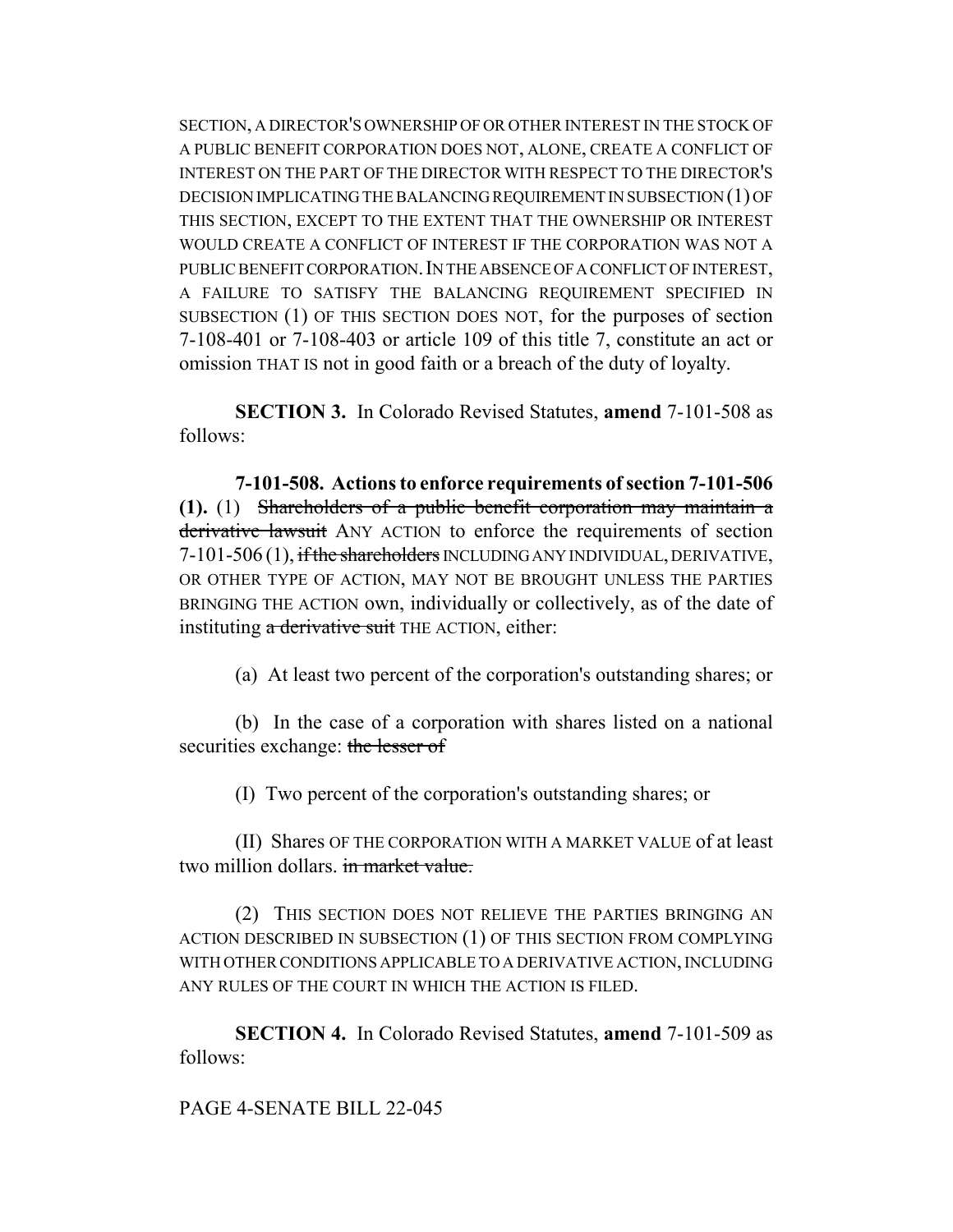SECTION, A DIRECTOR'S OWNERSHIP OF OR OTHER INTEREST IN THE STOCK OF A PUBLIC BENEFIT CORPORATION DOES NOT, ALONE, CREATE A CONFLICT OF INTEREST ON THE PART OF THE DIRECTOR WITH RESPECT TO THE DIRECTOR'S DECISION IMPLICATING THE BALANCING REQUIREMENT IN SUBSECTION (1) OF THIS SECTION, EXCEPT TO THE EXTENT THAT THE OWNERSHIP OR INTEREST WOULD CREATE A CONFLICT OF INTEREST IF THE CORPORATION WAS NOT A PUBLIC BENEFIT CORPORATION. IN THE ABSENCE OF A CONFLICT OF INTEREST, A FAILURE TO SATISFY THE BALANCING REQUIREMENT SPECIFIED IN SUBSECTION (1) OF THIS SECTION DOES NOT, for the purposes of section 7-108-401 or 7-108-403 or article 109 of this title 7, constitute an act or omission THAT IS not in good faith or a breach of the duty of loyalty.

**SECTION 3.** In Colorado Revised Statutes, **amend** 7-101-508 as follows:

**7-101-508. Actions to enforce requirements of section 7-101-506 (1).** (1) ~~Shareholders of a public benefit corporation may maintain a derivative lawsuit~~ ANY ACTION to enforce the requirements of section 7-101-506 (1), ~~if the shareholders~~ INCLUDING ANY INDIVIDUAL, DERIVATIVE, OR OTHER TYPE OF ACTION, MAY NOT BE BROUGHT UNLESS THE PARTIES BRINGING THE ACTION own, individually or collectively, as of the date of instituting ~~a derivative suit~~ THE ACTION, either:

(a) At least two percent of the corporation's outstanding shares; or

(b) In the case of a corporation with shares listed on a national securities exchange: ~~the lesser of~~

(I) Two percent of the corporation's outstanding shares; or

(II) Shares OF THE CORPORATION WITH A MARKET VALUE of at least two million dollars. ~~in market value.~~

(2) THIS SECTION DOES NOT RELIEVE THE PARTIES BRINGING AN ACTION DESCRIBED IN SUBSECTION (1) OF THIS SECTION FROM COMPLYING WITH OTHER CONDITIONS APPLICABLE TO A DERIVATIVE ACTION, INCLUDING ANY RULES OF THE COURT IN WHICH THE ACTION IS FILED.

**SECTION 4.** In Colorado Revised Statutes, **amend** 7-101-509 as follows: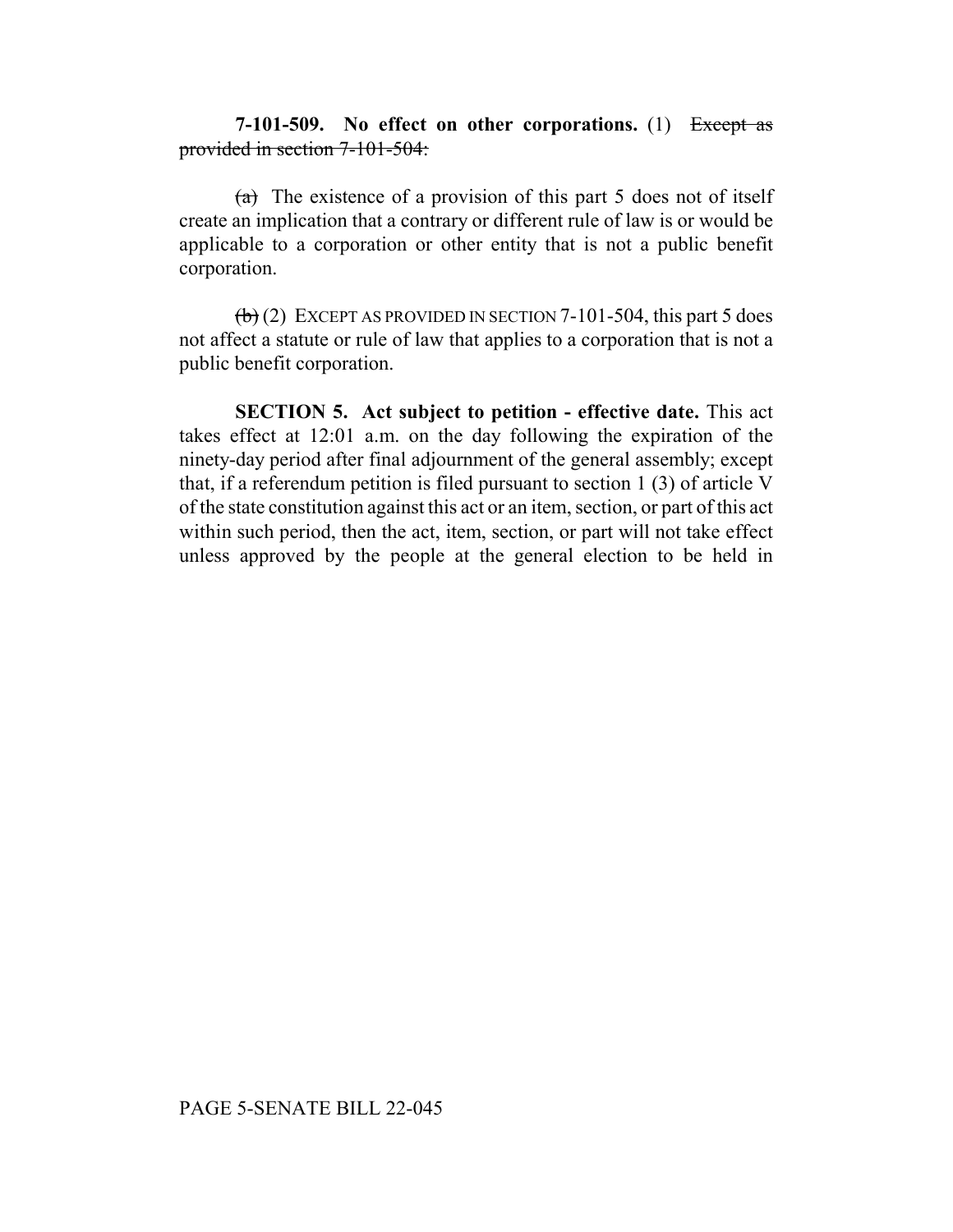**7-101-509. No effect on other corporations.** (1) ~~Except as provided in section 7-101-504:~~

~~(a)~~ The existence of a provision of this part 5 does not of itself create an implication that a contrary or different rule of law is or would be applicable to a corporation or other entity that is not a public benefit corporation.

~~(b)~~ (2) EXCEPT AS PROVIDED IN SECTION 7-101-504, this part 5 does not affect a statute or rule of law that applies to a corporation that is not a public benefit corporation.

**SECTION 5. Act subject to petition - effective date.** This act takes effect at 12:01 a.m. on the day following the expiration of the ninety-day period after final adjournment of the general assembly; except that, if a referendum petition is filed pursuant to section 1 (3) of article V of the state constitution against this act or an item, section, or part of this act within such period, then the act, item, section, or part will not take effect unless approved by the people at the general election to be held in

PAGE 5-SENATE BILL 22-045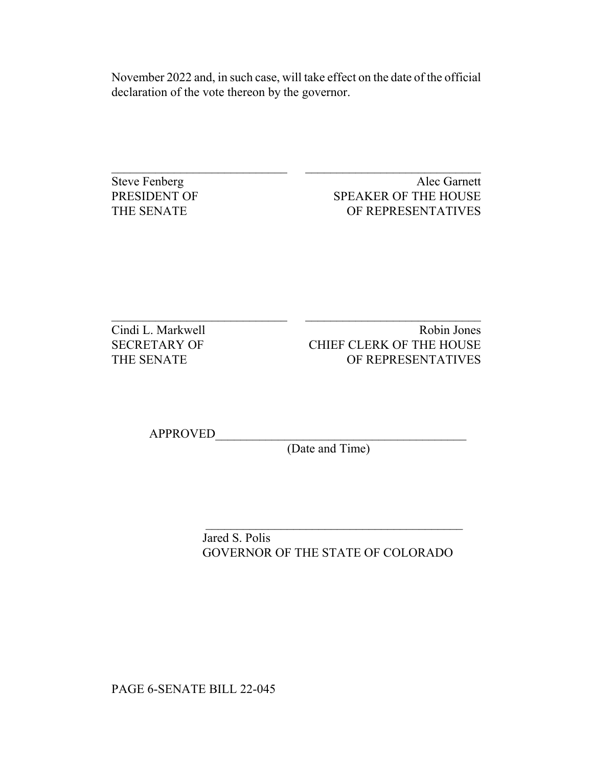November 2022 and, in such case, will take effect on the date of the official declaration of the vote thereon by the governor.

____________________________ ____________________________

Steve Fenberg
PRESIDENT OF
THE SENATE

Alec Garnett
SPEAKER OF THE HOUSE
OF REPRESENTATIVES

____________________________ ____________________________

Cindi L. Markwell
SECRETARY OF
THE SENATE

Robin Jones
CHIEF CLERK OF THE HOUSE
OF REPRESENTATIVES

APPROVED________________________________________
(Date and Time)

_________________________________________

Jared S. Polis
GOVERNOR OF THE STATE OF COLORADO

PAGE 6-SENATE BILL 22-045